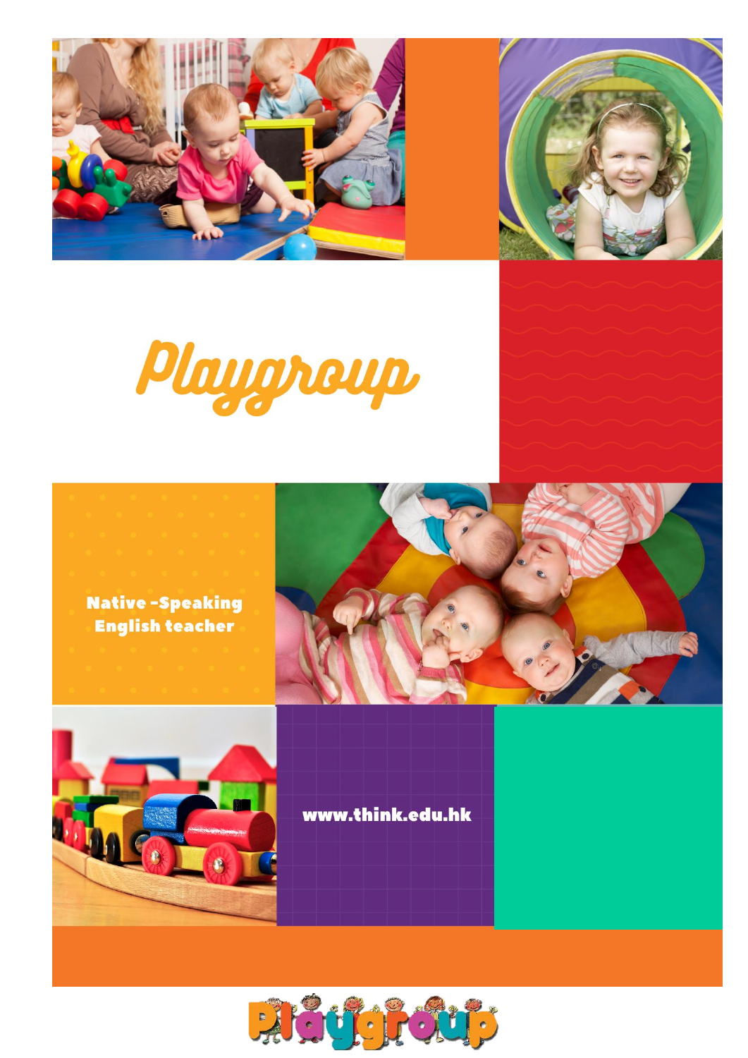# Playgroup

Native -Speaking English teacher

www.think.edu.hk

Playgroup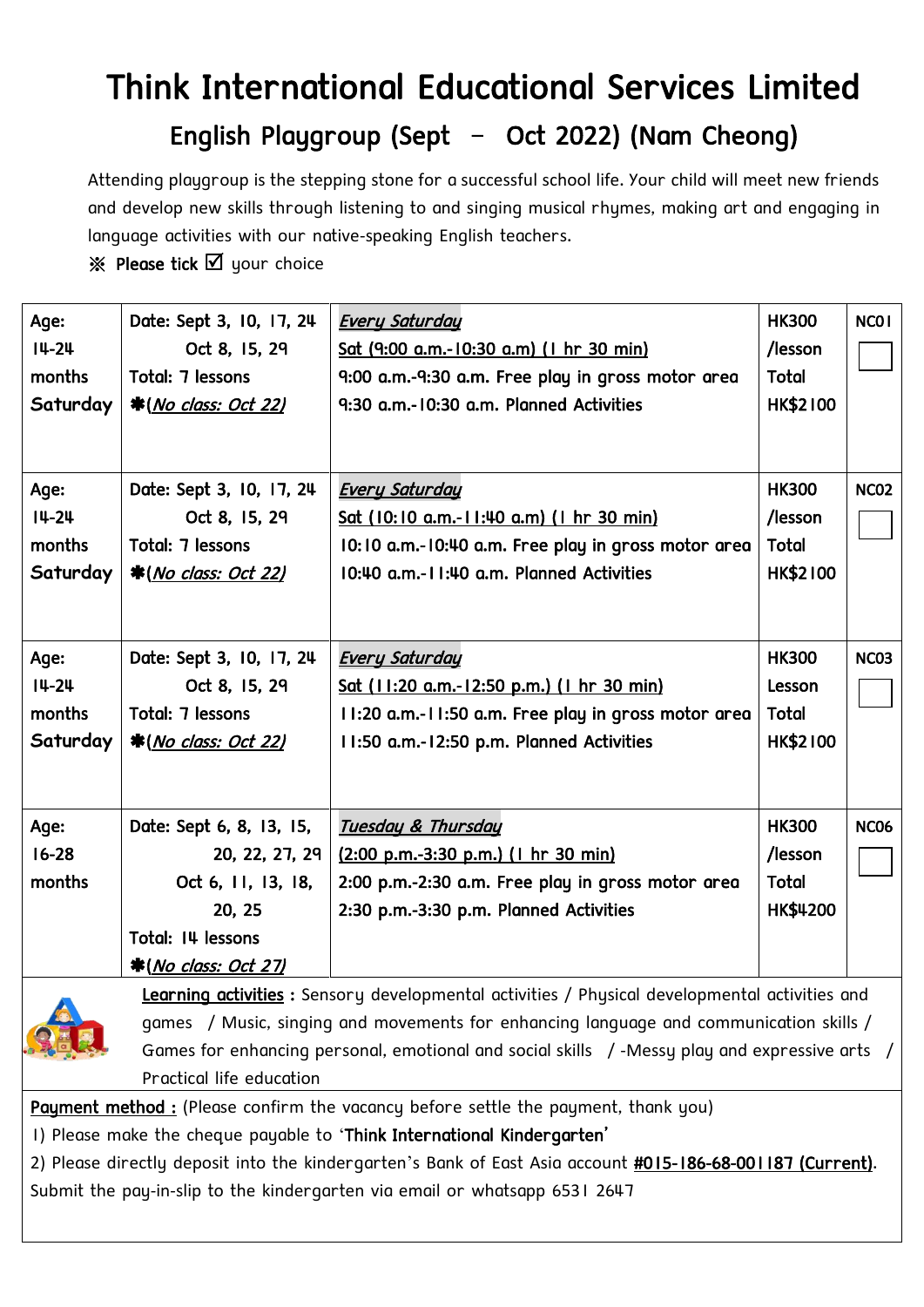# Think International Educational Services Limited

## English Playgroup (Sept – Oct 2022) (Nam Cheong)

Attending playgroup is the stepping stone for a successful school life. Your child will meet new friends and develop new skills through listening to and singing musical rhymes, making art and engaging in language activities with our native-speaking English teachers.

※ **Please tick** ☑ your choice

| Age | Date | Time | Fee | Code |
|---|---|---|---|---|
| Age: 14-24 months Saturday | Date: Sept 3, 10, 17, 24 Oct 8, 15, 29 Total: 7 lessons ✱(*No class: Oct 22*) | *Every Saturday* Sat (9:00 a.m.-10:30 a.m) (1 hr 30 min) 9:00 a.m.-9:30 a.m. Free play in gross motor area 9:30 a.m.-10:30 a.m. Planned Activities | HK300 /lesson Total HK$2100 | NC01 ☐ |
| Age: 14-24 months Saturday | Date: Sept 3, 10, 17, 24 Oct 8, 15, 29 Total: 7 lessons ✱(*No class: Oct 22*) | *Every Saturday* Sat (10:10 a.m.-11:40 a.m) (1 hr 30 min) 10:10 a.m.-10:40 a.m. Free play in gross motor area 10:40 a.m.-11:40 a.m. Planned Activities | HK300 /lesson Total HK$2100 | NC02 ☐ |
| Age: 14-24 months Saturday | Date: Sept 3, 10, 17, 24 Oct 8, 15, 29 Total: 7 lessons ✱(*No class: Oct 22*) | *Every Saturday* Sat (11:20 a.m.-12:50 p.m.) (1 hr 30 min) 11:20 a.m.-11:50 a.m. Free play in gross motor area 11:50 a.m.-12:50 p.m. Planned Activities | HK300 Lesson Total HK$2100 | NC03 ☐ |
| Age: 16-28 months | Date: Sept 6, 8, 13, 15, 20, 22, 27, 29 Oct 6, 11, 13, 18, 20, 25 Total: 14 lessons ✱(*No class: Oct 27*) | *Tuesday & Thursday* (2:00 p.m.-3:30 p.m.) (1 hr 30 min) 2:00 p.m.-2:30 a.m. Free play in gross motor area 2:30 p.m.-3:30 p.m. Planned Activities | HK300 /lesson Total HK$4200 | NC06 ☐ |

**Learning activities :** Sensory developmental activities / Physical developmental activities and games / Music, singing and movements for enhancing language and communication skills / Games for enhancing personal, emotional and social skills / -Messy play and expressive arts / Practical life education

**Payment method :** (Please confirm the vacancy before settle the payment, thank you)

1) Please make the cheque payable to '**Think International Kindergarten**'

2) Please directly deposit into the kindergarten's Bank of East Asia account **#015-186-68-001187 (Current)**. Submit the pay-in-slip to the kindergarten via email or whatsapp 6531 2647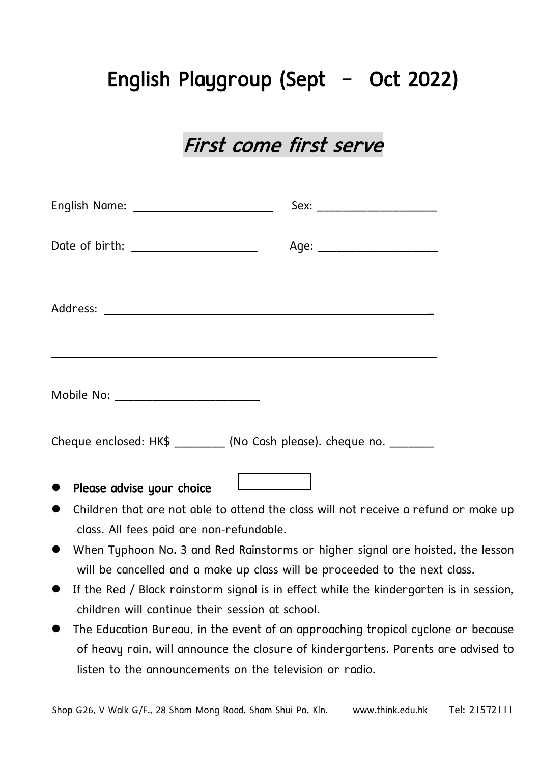# English Playgroup (Sept – Oct 2022)

## *First come first serve*

English Name: ____________________ Sex: ____________________

Date of birth: ____________________ Age: ____________________

Address: ________________________________________________

________________________________________________________

Mobile No: ____________________

Cheque enclosed: HK$ ________ (No Cash please). cheque no. _______

- **Please advise your choice** ☐
- Children that are not able to attend the class will not receive a refund or make up class. All fees paid are non-refundable.
- When Typhoon No. 3 and Red Rainstorms or higher signal are hoisted, the lesson will be cancelled and a make up class will be proceeded to the next class.
- If the Red / Black rainstorm signal is in effect while the kindergarten is in session, children will continue their session at school.
- The Education Bureau, in the event of an approaching tropical cyclone or because of heavy rain, will announce the closure of kindergartens. Parents are advised to listen to the announcements on the television or radio.

Shop G26, V Walk G/F., 28 Sham Mong Road, Sham Shui Po, Kln. www.think.edu.hk Tel: 21572111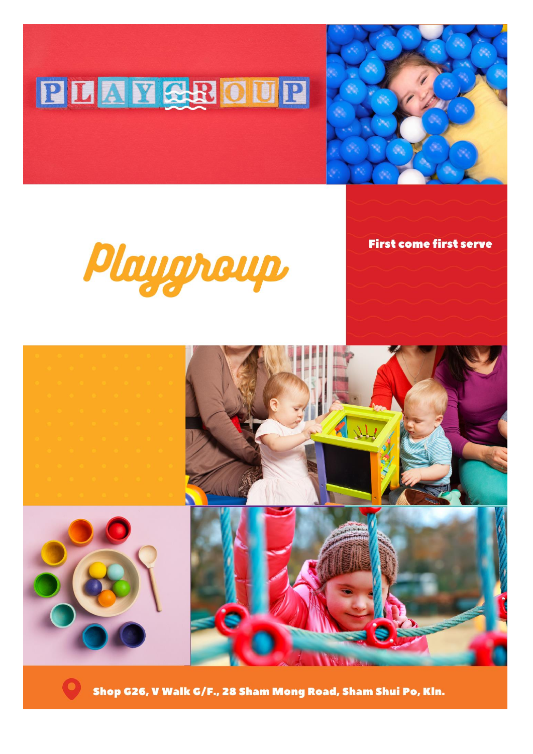# Playgroup

**First come first serve**

**Shop G26, V Walk G/F., 28 Sham Mong Road, Sham Shui Po, Kln.**